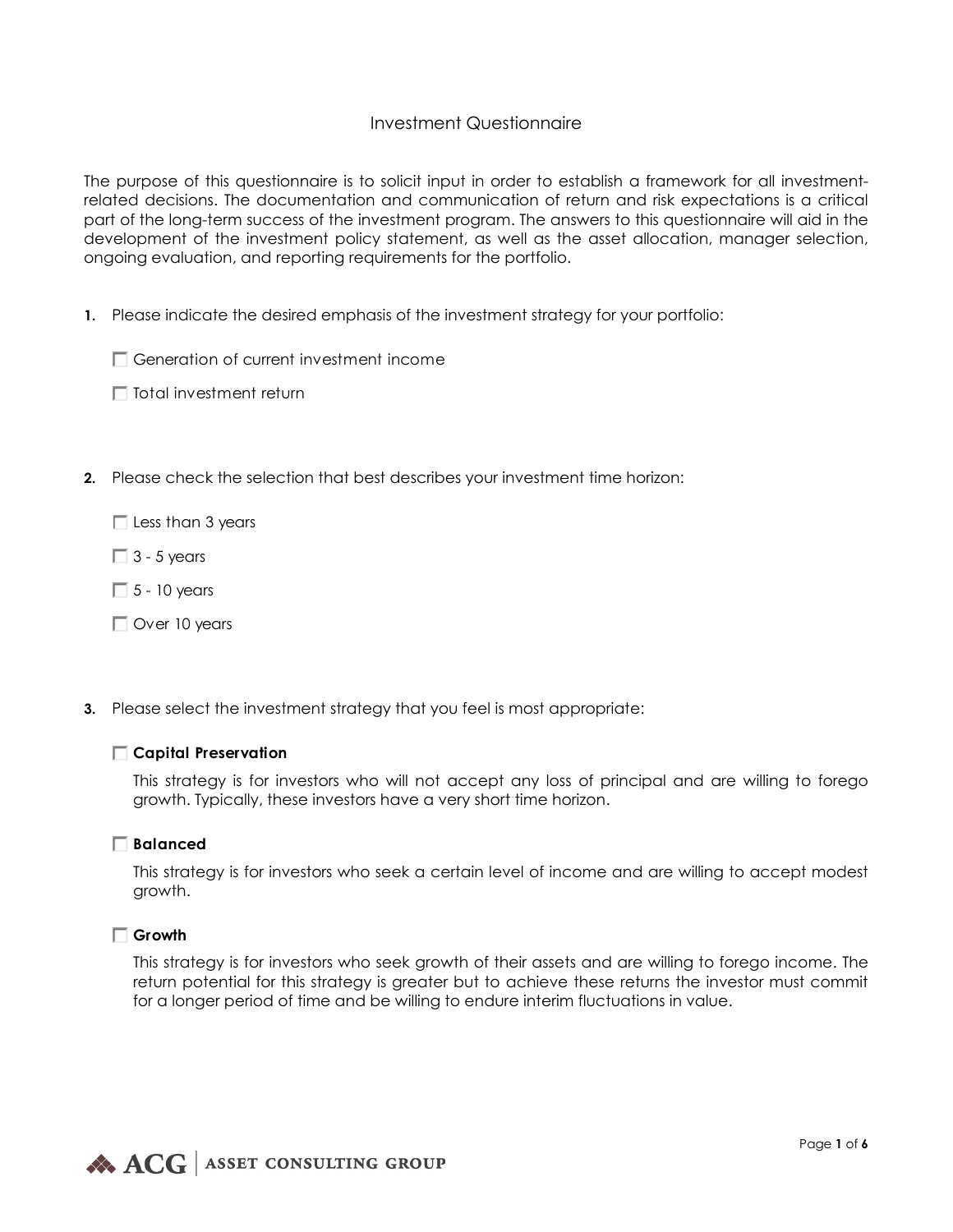# Investment Questionnaire

The purpose of this questionnaire is to solicit input in order to establish a framework for all investment-related decisions. The documentation and communication of return and risk expectations is a critical part of the long-term success of the investment program. The answers to this questionnaire will aid in the development of the investment policy statement, as well as the asset allocation, manager selection, ongoing evaluation, and reporting requirements for the portfolio.

**1.** Please indicate the desired emphasis of the investment strategy for your portfolio:

- [ ] Generation of current investment income
- [ ] Total investment return

**2.** Please check the selection that best describes your investment time horizon:

- [ ] Less than 3 years
- [ ] 3 - 5 years
- [ ] 5 - 10 years
- [ ] Over 10 years

**3.** Please select the investment strategy that you feel is most appropriate:

- [ ] **Capital Preservation**

  This strategy is for investors who will not accept any loss of principal and are willing to forego growth. Typically, these investors have a very short time horizon.

- [ ] **Balanced**

  This strategy is for investors who seek a certain level of income and are willing to accept modest growth.

- [ ] **Growth**

  This strategy is for investors who seek growth of their assets and are willing to forego income. The return potential for this strategy is greater but to achieve these returns the investor must commit for a longer period of time and be willing to endure interim fluctuations in value.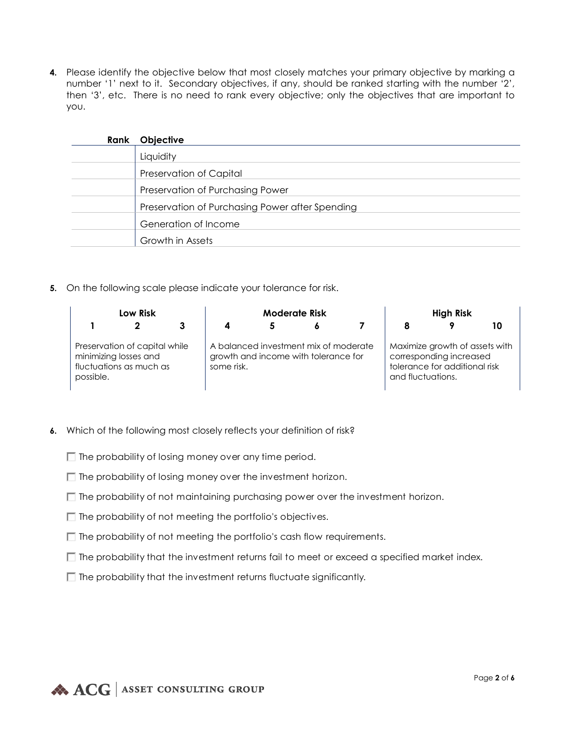**4.** Please identify the objective below that most closely matches your primary objective by marking a number '1' next to it. Secondary objectives, if any, should be ranked starting with the number '2', then '3', etc. There is no need to rank every objective; only the objectives that are important to you.

| Rank | Objective |
|---|---|
| | Liquidity |
| | Preservation of Capital |
| | Preservation of Purchasing Power |
| | Preservation of Purchasing Power after Spending |
| | Generation of Income |
| | Growth in Assets |

**5.** On the following scale please indicate your tolerance for risk.

| **Low Risk** | | | **Moderate Risk** | | | | **High Risk** | | |
|---|---|---|---|---|---|---|---|---|---|
| **1** | **2** | **3** | **4** | **5** | **6** | **7** | **8** | **9** | **10** |
| Preservation of capital while minimizing losses and fluctuations as much as possible. | | | A balanced investment mix of moderate growth and income with tolerance for some risk. | | | | Maximize growth of assets with corresponding increased tolerance for additional risk and fluctuations. | | |

**6.** Which of the following most closely reflects your definition of risk?

- ☐ The probability of losing money over any time period.
- ☐ The probability of losing money over the investment horizon.
- ☐ The probability of not maintaining purchasing power over the investment horizon.
- ☐ The probability of not meeting the portfolio's objectives.
- ☐ The probability of not meeting the portfolio's cash flow requirements.
- ☐ The probability that the investment returns fail to meet or exceed a specified market index.
- ☐ The probability that the investment returns fluctuate significantly.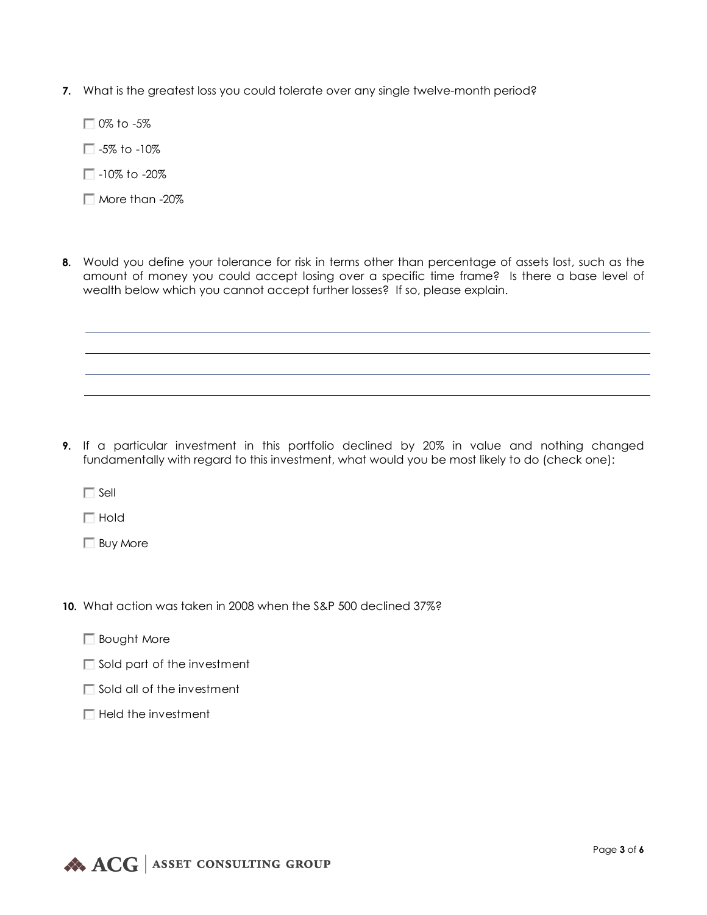**7.** What is the greatest loss you could tolerate over any single twelve-month period?

- ☐ 0% to -5%
- ☐ -5% to -10%
- ☐ -10% to -20%
- ☐ More than -20%

**8.** Would you define your tolerance for risk in terms other than percentage of assets lost, such as the amount of money you could accept losing over a specific time frame? Is there a base level of wealth below which you cannot accept further losses? If so, please explain.

\_\_\_\_\_\_\_\_\_\_\_\_\_\_\_\_\_\_\_\_\_\_\_\_\_\_\_\_\_\_\_\_\_\_\_\_\_\_\_\_\_\_\_\_\_\_\_\_\_\_\_\_\_\_\_\_\_\_\_\_

\_\_\_\_\_\_\_\_\_\_\_\_\_\_\_\_\_\_\_\_\_\_\_\_\_\_\_\_\_\_\_\_\_\_\_\_\_\_\_\_\_\_\_\_\_\_\_\_\_\_\_\_\_\_\_\_\_\_\_\_

\_\_\_\_\_\_\_\_\_\_\_\_\_\_\_\_\_\_\_\_\_\_\_\_\_\_\_\_\_\_\_\_\_\_\_\_\_\_\_\_\_\_\_\_\_\_\_\_\_\_\_\_\_\_\_\_\_\_\_\_

\_\_\_\_\_\_\_\_\_\_\_\_\_\_\_\_\_\_\_\_\_\_\_\_\_\_\_\_\_\_\_\_\_\_\_\_\_\_\_\_\_\_\_\_\_\_\_\_\_\_\_\_\_\_\_\_\_\_\_\_

**9.** If a particular investment in this portfolio declined by 20% in value and nothing changed fundamentally with regard to this investment, what would you be most likely to do (check one):

- ☐ Sell
- ☐ Hold
- ☐ Buy More

**10.** What action was taken in 2008 when the S&P 500 declined 37%?

- ☐ Bought More
- ☐ Sold part of the investment
- ☐ Sold all of the investment
- ☐ Held the investment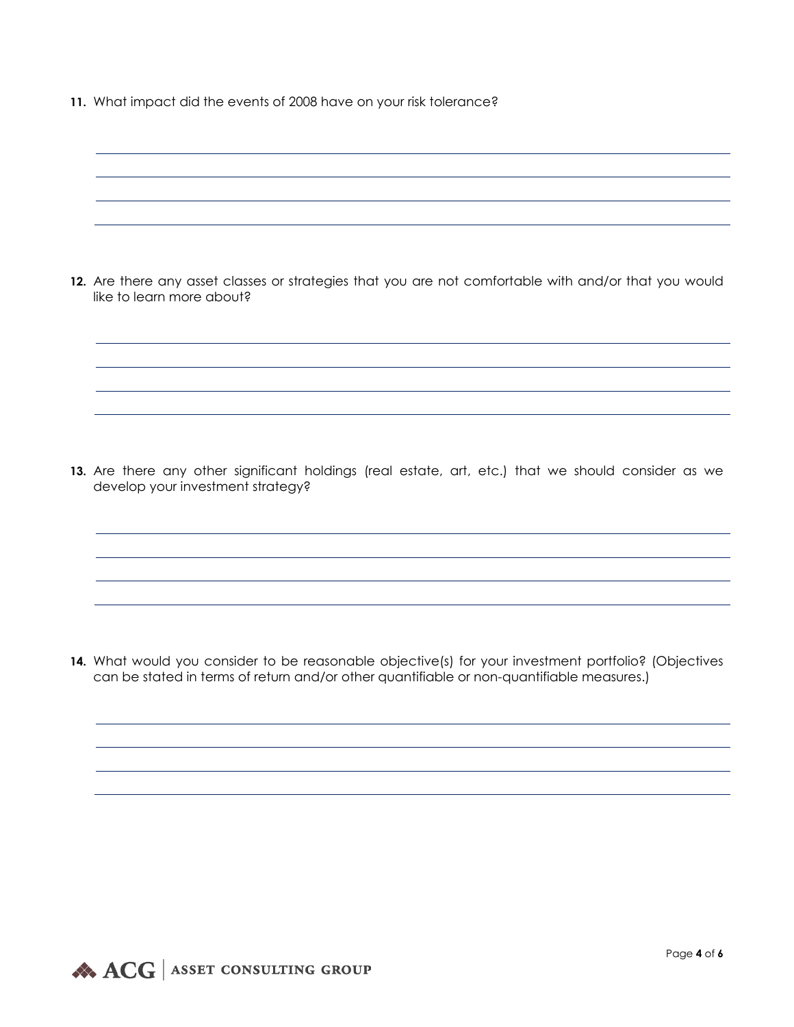**11.** What impact did the events of 2008 have on your risk tolerance?

**12.** Are there any asset classes or strategies that you are not comfortable with and/or that you would like to learn more about?

**13.** Are there any other significant holdings (real estate, art, etc.) that we should consider as we develop your investment strategy?

**14.** What would you consider to be reasonable objective(s) for your investment portfolio? (Objectives can be stated in terms of return and/or other quantifiable or non-quantifiable measures.)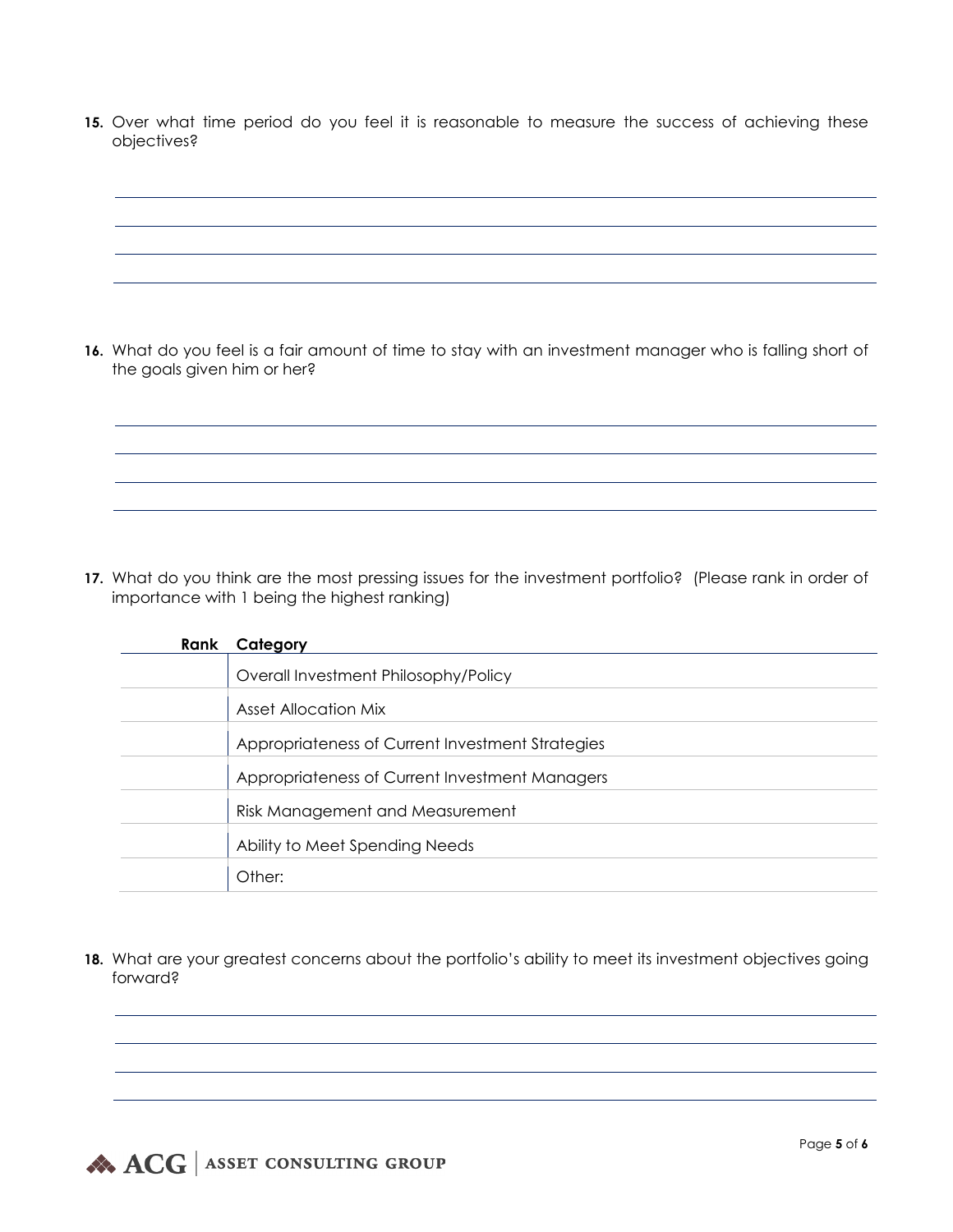15. Over what time period do you feel it is reasonable to measure the success of achieving these objectives?

16. What do you feel is a fair amount of time to stay with an investment manager who is falling short of the goals given him or her?

17. What do you think are the most pressing issues for the investment portfolio? (Please rank in order of importance with 1 being the highest ranking)

| Rank | Category |
|---|---|
| | Overall Investment Philosophy/Policy |
| | Asset Allocation Mix |
| | Appropriateness of Current Investment Strategies |
| | Appropriateness of Current Investment Managers |
| | Risk Management and Measurement |
| | Ability to Meet Spending Needs |
| | Other: |

18. What are your greatest concerns about the portfolio's ability to meet its investment objectives going forward?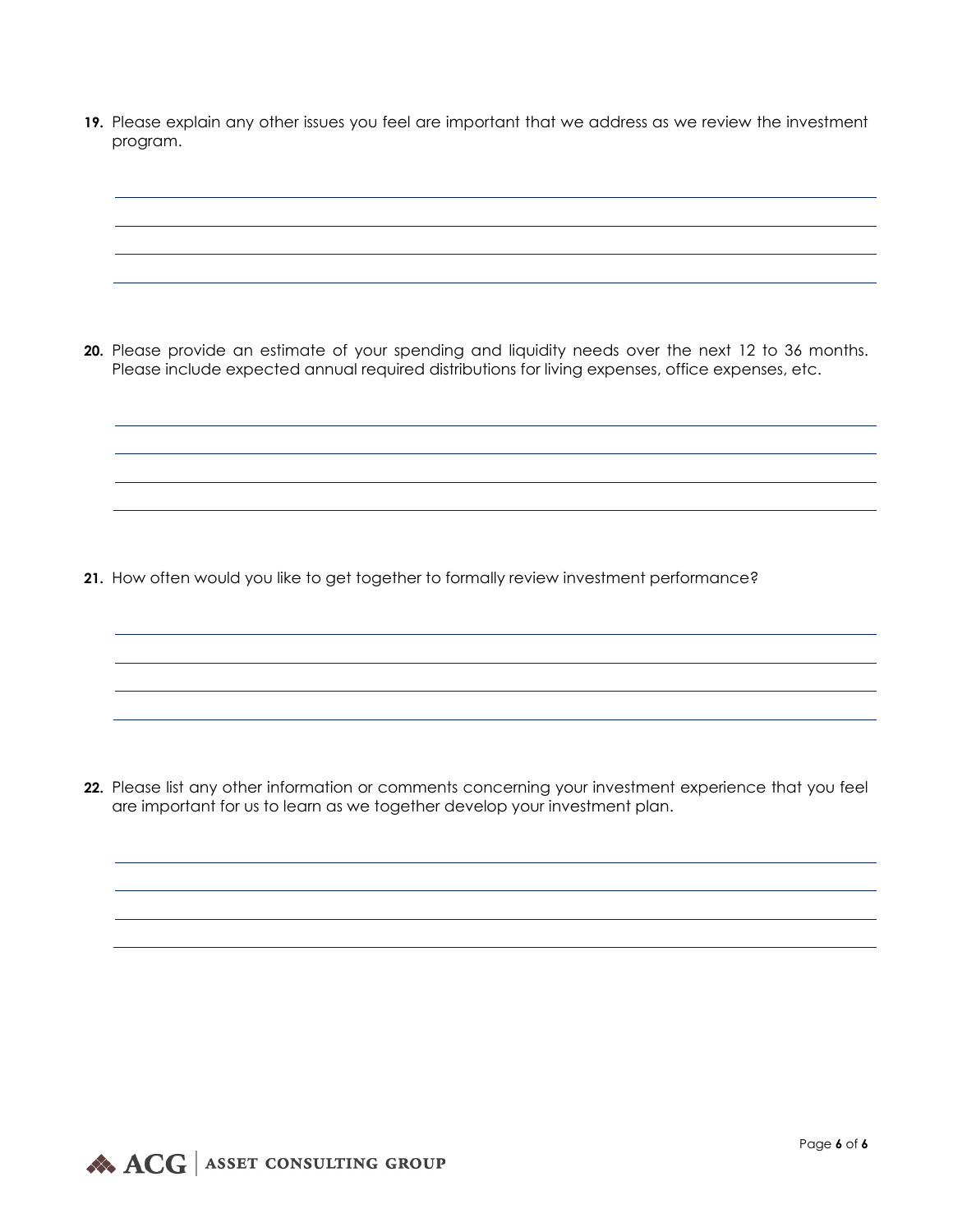19. Please explain any other issues you feel are important that we address as we review the investment program.

20. Please provide an estimate of your spending and liquidity needs over the next 12 to 36 months. Please include expected annual required distributions for living expenses, office expenses, etc.

21. How often would you like to get together to formally review investment performance?

22. Please list any other information or comments concerning your investment experience that you feel are important for us to learn as we together develop your investment plan.